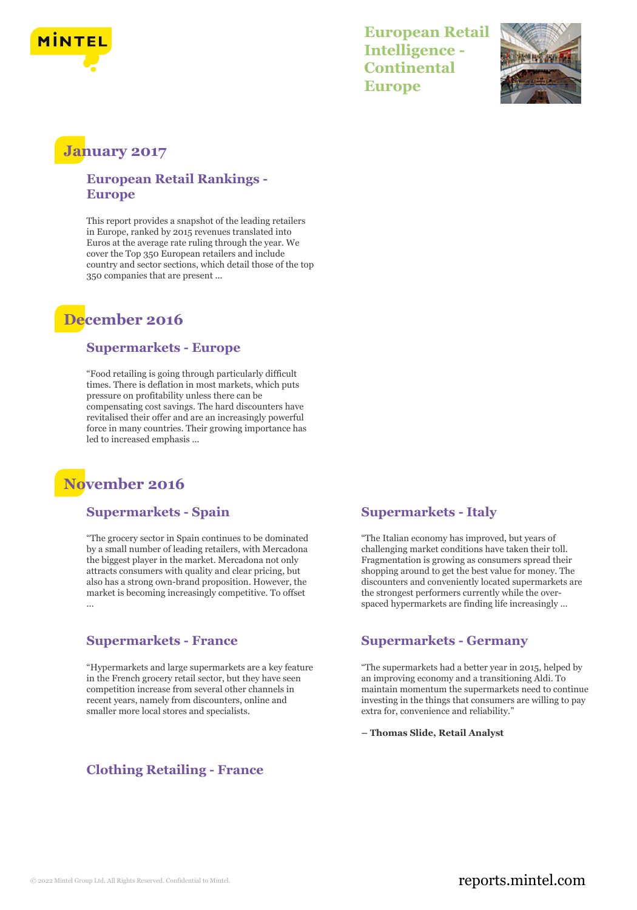# European Retail Intelligence - Continental Europe

## January 2017

### European Retail Rankings - Europe

This report provides a snapshot of the leading retailers in Europe, ranked by 2015 revenues translated into Euros at the average rate ruling through the year. We cover the Top 350 European retailers and include country and sector sections, which detail those of the top 350 companies that are present ...

## December 2016

### Supermarkets - Europe

"Food retailing is going through particularly difficult times. There is deflation in most markets, which puts pressure on profitability unless there can be compensating cost savings. The hard discounters have revitalised their offer and are an increasingly powerful force in many countries. Their growing importance has led to increased emphasis ...

## November 2016

### Supermarkets - Spain

"The grocery sector in Spain continues to be dominated by a small number of leading retailers, with Mercadona the biggest player in the market. Mercadona not only attracts consumers with quality and clear pricing, but also has a strong own-brand proposition. However, the market is becoming increasingly competitive. To offset ...

### Supermarkets - France

"Hypermarkets and large supermarkets are a key feature in the French grocery retail sector, but they have seen competition increase from several other channels in recent years, namely from discounters, online and smaller more local stores and specialists.

### Supermarkets - Italy

"The Italian economy has improved, but years of challenging market conditions have taken their toll. Fragmentation is growing as consumers spread their shopping around to get the best value for money. The discounters and conveniently located supermarkets are the strongest performers currently while the over-spaced hypermarkets are finding life increasingly ...

### Supermarkets - Germany

"The supermarkets had a better year in 2015, helped by an improving economy and a transitioning Aldi. To maintain momentum the supermarkets need to continue investing in the things that consumers are willing to pay extra for, convenience and reliability."

**– Thomas Slide, Retail Analyst**

### Clothing Retailing - France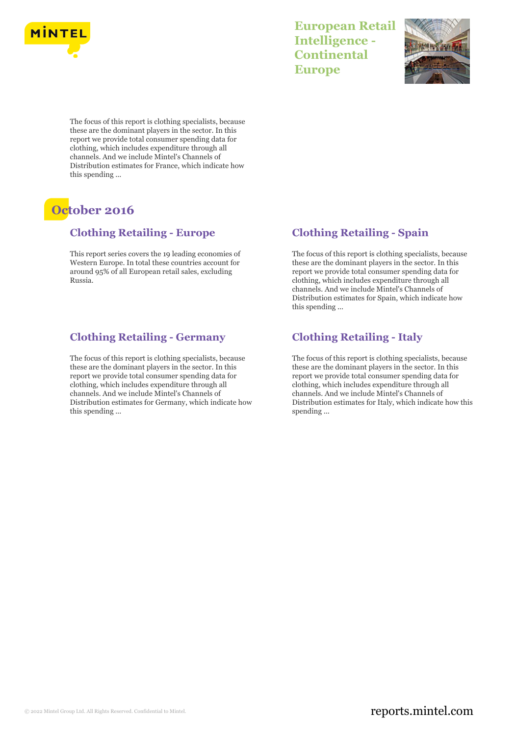The focus of this report is clothing specialists, because these are the dominant players in the sector. In this report we provide total consumer spending data for clothing, which includes expenditure through all channels. And we include Mintel's Channels of Distribution estimates for France, which indicate how this spending ...

## October 2016

### Clothing Retailing - Europe

This report series covers the 19 leading economies of Western Europe. In total these countries account for around 95% of all European retail sales, excluding Russia.

### Clothing Retailing - Spain

The focus of this report is clothing specialists, because these are the dominant players in the sector. In this report we provide total consumer spending data for clothing, which includes expenditure through all channels. And we include Mintel's Channels of Distribution estimates for Spain, which indicate how this spending ...

### Clothing Retailing - Germany

The focus of this report is clothing specialists, because these are the dominant players in the sector. In this report we provide total consumer spending data for clothing, which includes expenditure through all channels. And we include Mintel's Channels of Distribution estimates for Germany, which indicate how this spending ...

### Clothing Retailing - Italy

The focus of this report is clothing specialists, because these are the dominant players in the sector. In this report we provide total consumer spending data for clothing, which includes expenditure through all channels. And we include Mintel's Channels of Distribution estimates for Italy, which indicate how this spending ...